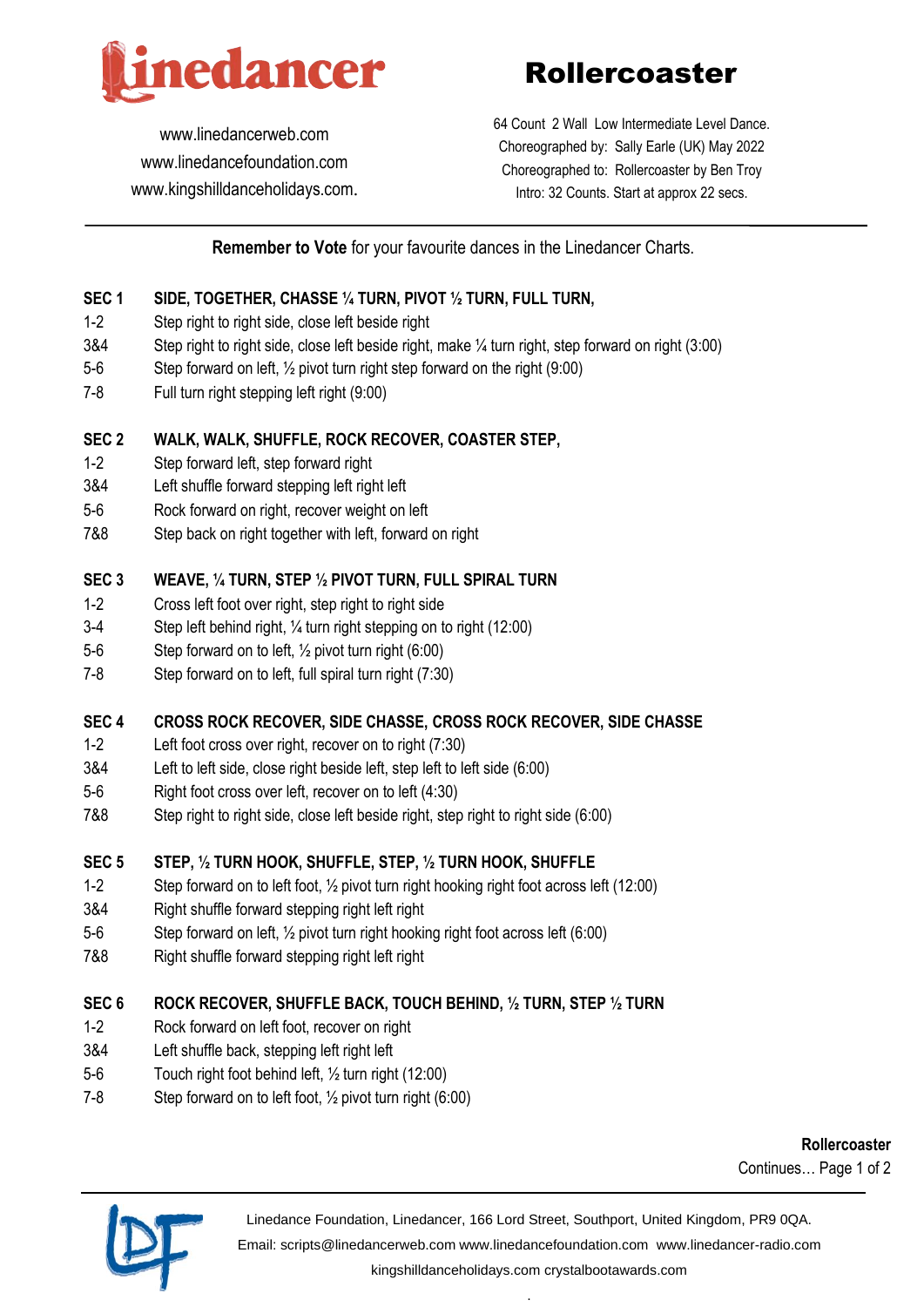# Linedancer

www.linedancerweb.com
www.linedancefoundation.com
www.kingshilldanceholidays.com.

# Rollercoaster

64 Count 2 Wall Low Intermediate Level Dance.
Choreographed by: Sally Earle (UK) May 2022
Choreographed to: Rollercoaster by Ben Troy
Intro: 32 Counts. Start at approx 22 secs.

---

**Remember to Vote** for your favourite dances in the Linedancer Charts.

**SEC 1 SIDE, TOGETHER, CHASSE ¼ TURN, PIVOT ½ TURN, FULL TURN,**

| | |
|---|---|
| 1-2 | Step right to right side, close left beside right |
| 3&4 | Step right to right side, close left beside right, make ¼ turn right, step forward on right (3:00) |
| 5-6 | Step forward on left, ½ pivot turn right step forward on the right (9:00) |
| 7-8 | Full turn right stepping left right (9:00) |

**SEC 2 WALK, WALK, SHUFFLE, ROCK RECOVER, COASTER STEP,**

| | |
|---|---|
| 1-2 | Step forward left, step forward right |
| 3&4 | Left shuffle forward stepping left right left |
| 5-6 | Rock forward on right, recover weight on left |
| 7&8 | Step back on right together with left, forward on right |

**SEC 3 WEAVE, ¼ TURN, STEP ½ PIVOT TURN, FULL SPIRAL TURN**

| | |
|---|---|
| 1-2 | Cross left foot over right, step right to right side |
| 3-4 | Step left behind right, ¼ turn right stepping on to right (12:00) |
| 5-6 | Step forward on to left, ½ pivot turn right (6:00) |
| 7-8 | Step forward on to left, full spiral turn right (7:30) |

**SEC 4 CROSS ROCK RECOVER, SIDE CHASSE, CROSS ROCK RECOVER, SIDE CHASSE**

| | |
|---|---|
| 1-2 | Left foot cross over right, recover on to right (7:30) |
| 3&4 | Left to left side, close right beside left, step left to left side (6:00) |
| 5-6 | Right foot cross over left, recover on to left (4:30) |
| 7&8 | Step right to right side, close left beside right, step right to right side (6:00) |

**SEC 5 STEP, ½ TURN HOOK, SHUFFLE, STEP, ½ TURN HOOK, SHUFFLE**

| | |
|---|---|
| 1-2 | Step forward on to left foot, ½ pivot turn right hooking right foot across left (12:00) |
| 3&4 | Right shuffle forward stepping right left right |
| 5-6 | Step forward on left, ½ pivot turn right hooking right foot across left (6:00) |
| 7&8 | Right shuffle forward stepping right left right |

**SEC 6 ROCK RECOVER, SHUFFLE BACK, TOUCH BEHIND, ½ TURN, STEP ½ TURN**

| | |
|---|---|
| 1-2 | Rock forward on left foot, recover on right |
| 3&4 | Left shuffle back, stepping left right left |
| 5-6 | Touch right foot behind left, ½ turn right (12:00) |
| 7-8 | Step forward on to left foot, ½ pivot turn right (6:00) |

**Rollercoaster**
Continues…

Linedance Foundation, Linedancer, 166 Lord Street, Southport, United Kingdom, PR9 0QA.
Email: scripts@linedancerweb.com www.linedancefoundation.com www.linedancer-radio.com
kingshilldanceholidays.com crystalbootawards.com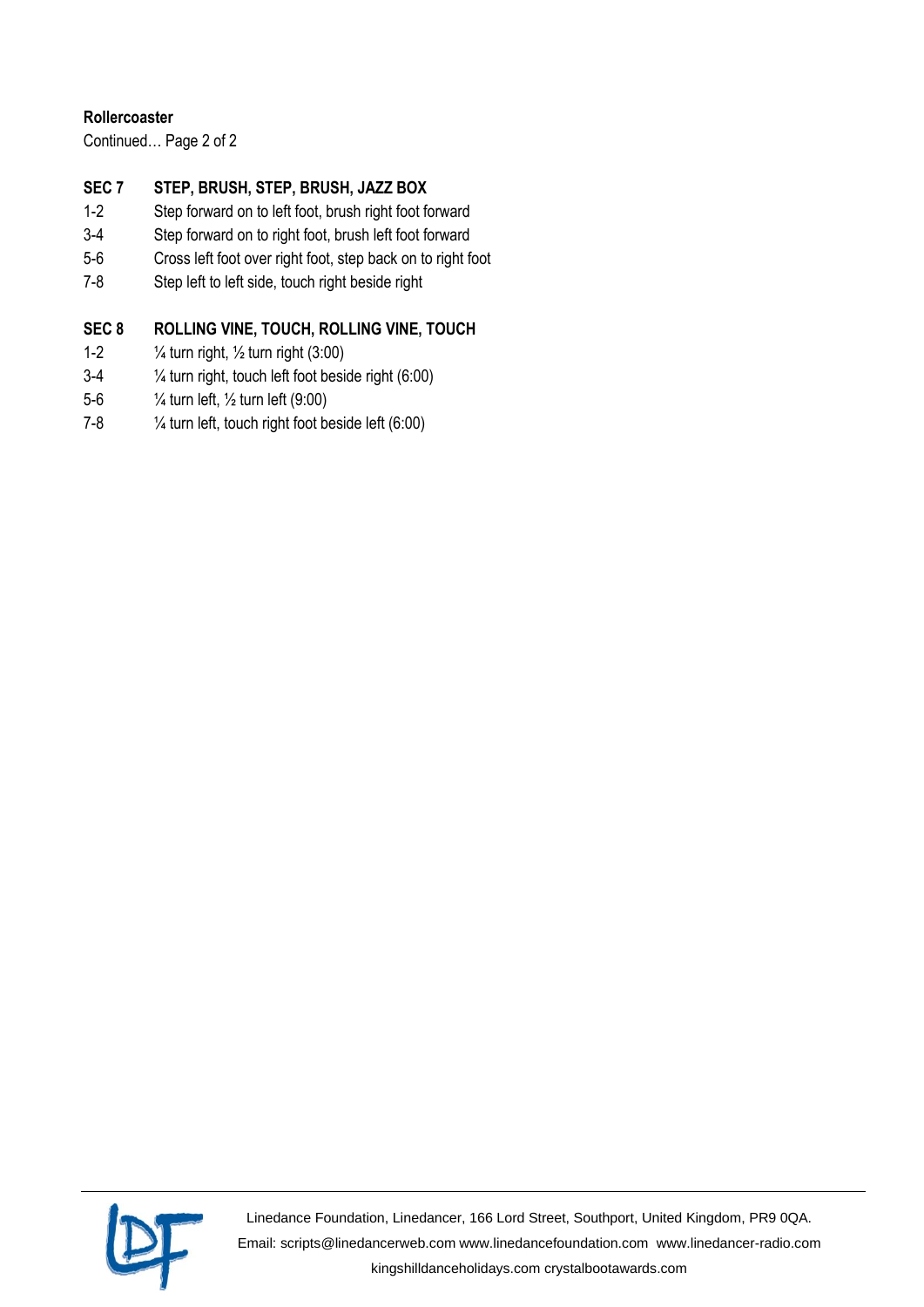**Rollercoaster**

Continued… Page 2 of 2

### SEC 7 STEP, BRUSH, STEP, BRUSH, JAZZ BOX

| | |
|---|---|
| 1-2 | Step forward on to left foot, brush right foot forward |
| 3-4 | Step forward on to right foot, brush left foot forward |
| 5-6 | Cross left foot over right foot, step back on to right foot |
| 7-8 | Step left to left side, touch right beside right |

### SEC 8 ROLLING VINE, TOUCH, ROLLING VINE, TOUCH

| | |
|---|---|
| 1-2 | ¼ turn right, ½ turn right (3:00) |
| 3-4 | ¼ turn right, touch left foot beside right (6:00) |
| 5-6 | ¼ turn left, ½ turn left (9:00) |
| 7-8 | ¼ turn left, touch right foot beside left (6:00) |

Linedance Foundation, Linedancer, 166 Lord Street, Southport, United Kingdom, PR9 0QA.
Email: scripts@linedancerweb.com www.linedancefoundation.com www.linedancer-radio.com
kingshilldanceholidays.com crystalbootawards.com